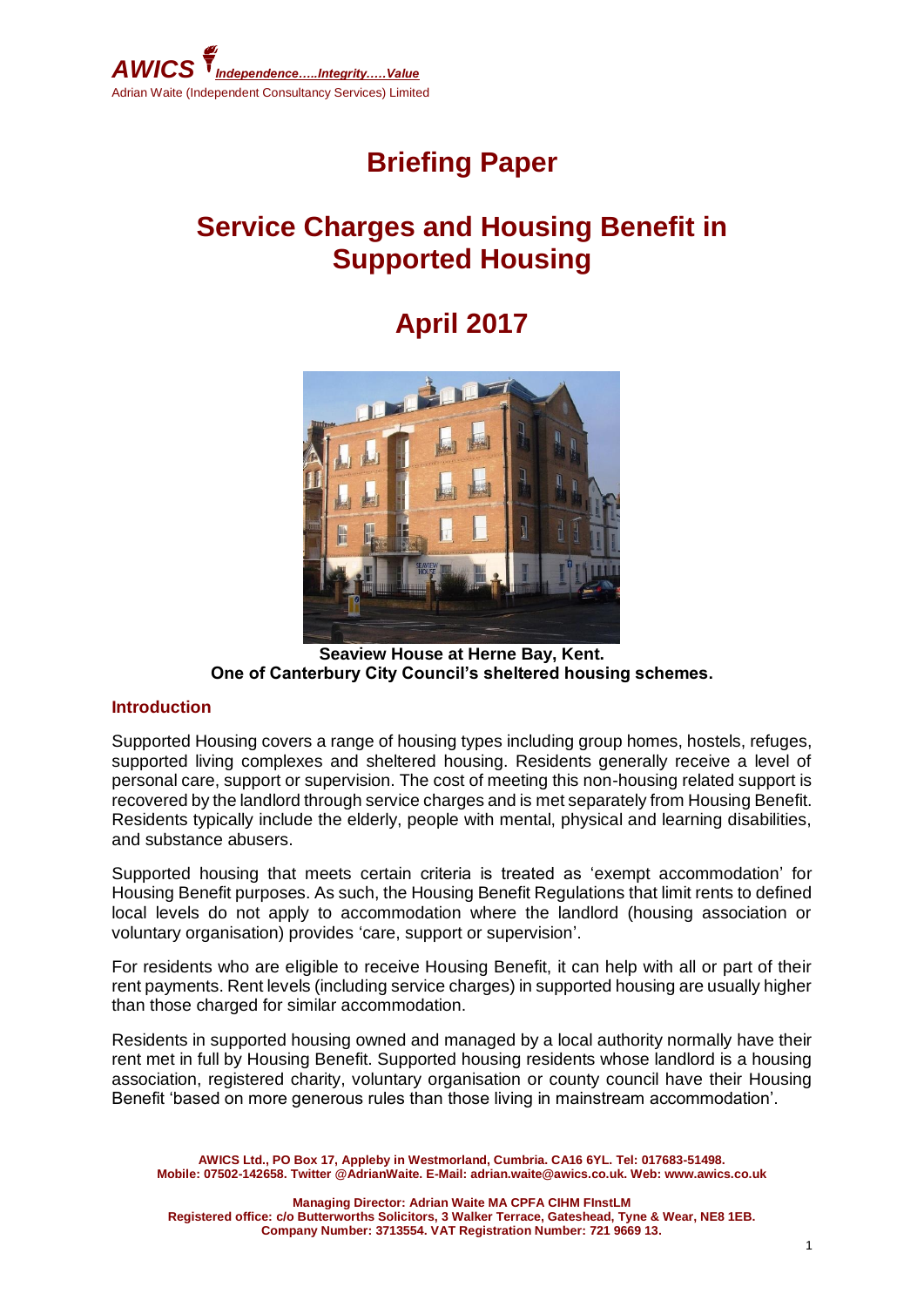AWICS *Independence…..Integrity…..Value*
Adrian Waite (Independent Consultancy Services) Limited

# Briefing Paper

# Service Charges and Housing Benefit in Supported Housing

# April 2017

**Seaview House at Herne Bay, Kent.**
**One of Canterbury City Council's sheltered housing schemes.**

## Introduction

Supported Housing covers a range of housing types including group homes, hostels, refuges, supported living complexes and sheltered housing. Residents generally receive a level of personal care, support or supervision. The cost of meeting this non-housing related support is recovered by the landlord through service charges and is met separately from Housing Benefit. Residents typically include the elderly, people with mental, physical and learning disabilities, and substance abusers.

Supported housing that meets certain criteria is treated as 'exempt accommodation' for Housing Benefit purposes. As such, the Housing Benefit Regulations that limit rents to defined local levels do not apply to accommodation where the landlord (housing association or voluntary organisation) provides 'care, support or supervision'.

For residents who are eligible to receive Housing Benefit, it can help with all or part of their rent payments. Rent levels (including service charges) in supported housing are usually higher than those charged for similar accommodation.

Residents in supported housing owned and managed by a local authority normally have their rent met in full by Housing Benefit. Supported housing residents whose landlord is a housing association, registered charity, voluntary organisation or county council have their Housing Benefit 'based on more generous rules than those living in mainstream accommodation'.

AWICS Ltd., PO Box 17, Appleby in Westmorland, Cumbria. CA16 6YL. Tel: 017683-51498.
Mobile: 07502-142658. Twitter @AdrianWaite. E-Mail: adrian.waite@awics.co.uk. Web: www.awics.co.uk

Managing Director: Adrian Waite MA CPFA CIHM FInstLM
Registered office: c/o Butterworths Solicitors, 3 Walker Terrace, Gateshead, Tyne & Wear, NE8 1EB.
Company Number: 3713554. VAT Registration Number: 721 9669 13.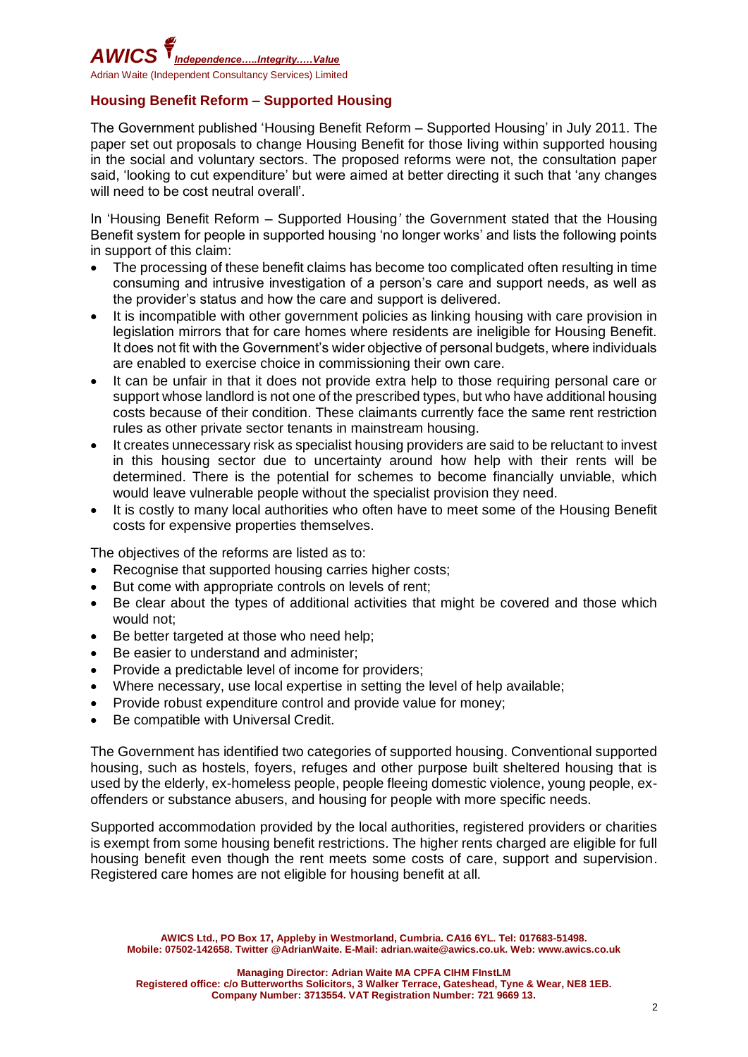## Housing Benefit Reform – Supported Housing

The Government published 'Housing Benefit Reform – Supported Housing' in July 2011. The paper set out proposals to change Housing Benefit for those living within supported housing in the social and voluntary sectors. The proposed reforms were not, the consultation paper said, 'looking to cut expenditure' but were aimed at better directing it such that 'any changes will need to be cost neutral overall'.

In 'Housing Benefit Reform – Supported Housing*'* the Government stated that the Housing Benefit system for people in supported housing 'no longer works' and lists the following points in support of this claim:

- The processing of these benefit claims has become too complicated often resulting in time consuming and intrusive investigation of a person's care and support needs, as well as the provider's status and how the care and support is delivered.
- It is incompatible with other government policies as linking housing with care provision in legislation mirrors that for care homes where residents are ineligible for Housing Benefit. It does not fit with the Government's wider objective of personal budgets, where individuals are enabled to exercise choice in commissioning their own care.
- It can be unfair in that it does not provide extra help to those requiring personal care or support whose landlord is not one of the prescribed types, but who have additional housing costs because of their condition. These claimants currently face the same rent restriction rules as other private sector tenants in mainstream housing.
- It creates unnecessary risk as specialist housing providers are said to be reluctant to invest in this housing sector due to uncertainty around how help with their rents will be determined. There is the potential for schemes to become financially unviable, which would leave vulnerable people without the specialist provision they need.
- It is costly to many local authorities who often have to meet some of the Housing Benefit costs for expensive properties themselves.

The objectives of the reforms are listed as to:

- Recognise that supported housing carries higher costs;
- But come with appropriate controls on levels of rent;
- Be clear about the types of additional activities that might be covered and those which would not;
- Be better targeted at those who need help;
- Be easier to understand and administer;
- Provide a predictable level of income for providers;
- Where necessary, use local expertise in setting the level of help available;
- Provide robust expenditure control and provide value for money;
- Be compatible with Universal Credit.

The Government has identified two categories of supported housing. Conventional supported housing, such as hostels, foyers, refuges and other purpose built sheltered housing that is used by the elderly, ex-homeless people, people fleeing domestic violence, young people, ex-offenders or substance abusers, and housing for people with more specific needs.

Supported accommodation provided by the local authorities, registered providers or charities is exempt from some housing benefit restrictions. The higher rents charged are eligible for full housing benefit even though the rent meets some costs of care, support and supervision. Registered care homes are not eligible for housing benefit at all.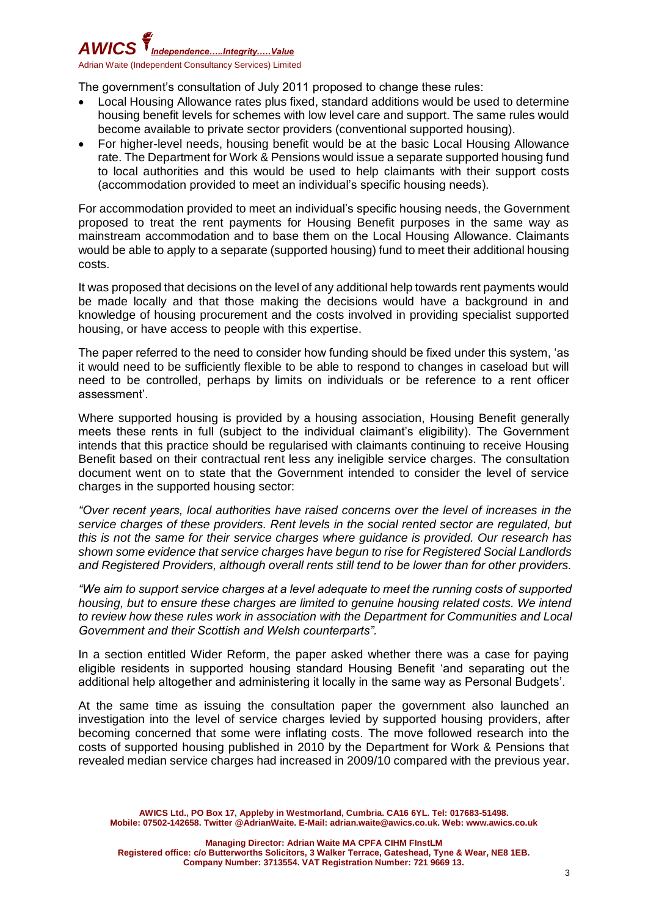The government's consultation of July 2011 proposed to change these rules:

- Local Housing Allowance rates plus fixed, standard additions would be used to determine housing benefit levels for schemes with low level care and support. The same rules would become available to private sector providers (conventional supported housing).
- For higher-level needs, housing benefit would be at the basic Local Housing Allowance rate. The Department for Work & Pensions would issue a separate supported housing fund to local authorities and this would be used to help claimants with their support costs (accommodation provided to meet an individual's specific housing needs).

For accommodation provided to meet an individual's specific housing needs, the Government proposed to treat the rent payments for Housing Benefit purposes in the same way as mainstream accommodation and to base them on the Local Housing Allowance. Claimants would be able to apply to a separate (supported housing) fund to meet their additional housing costs.

It was proposed that decisions on the level of any additional help towards rent payments would be made locally and that those making the decisions would have a background in and knowledge of housing procurement and the costs involved in providing specialist supported housing, or have access to people with this expertise.

The paper referred to the need to consider how funding should be fixed under this system, 'as it would need to be sufficiently flexible to be able to respond to changes in caseload but will need to be controlled, perhaps by limits on individuals or be reference to a rent officer assessment'.

Where supported housing is provided by a housing association, Housing Benefit generally meets these rents in full (subject to the individual claimant's eligibility). The Government intends that this practice should be regularised with claimants continuing to receive Housing Benefit based on their contractual rent less any ineligible service charges. The consultation document went on to state that the Government intended to consider the level of service charges in the supported housing sector:

*"Over recent years, local authorities have raised concerns over the level of increases in the service charges of these providers. Rent levels in the social rented sector are regulated, but this is not the same for their service charges where guidance is provided. Our research has shown some evidence that service charges have begun to rise for Registered Social Landlords and Registered Providers, although overall rents still tend to be lower than for other providers.*

*"We aim to support service charges at a level adequate to meet the running costs of supported housing, but to ensure these charges are limited to genuine housing related costs. We intend to review how these rules work in association with the Department for Communities and Local Government and their Scottish and Welsh counterparts".*

In a section entitled Wider Reform, the paper asked whether there was a case for paying eligible residents in supported housing standard Housing Benefit 'and separating out the additional help altogether and administering it locally in the same way as Personal Budgets'.

At the same time as issuing the consultation paper the government also launched an investigation into the level of service charges levied by supported housing providers, after becoming concerned that some were inflating costs. The move followed research into the costs of supported housing published in 2010 by the Department for Work & Pensions that revealed median service charges had increased in 2009/10 compared with the previous year.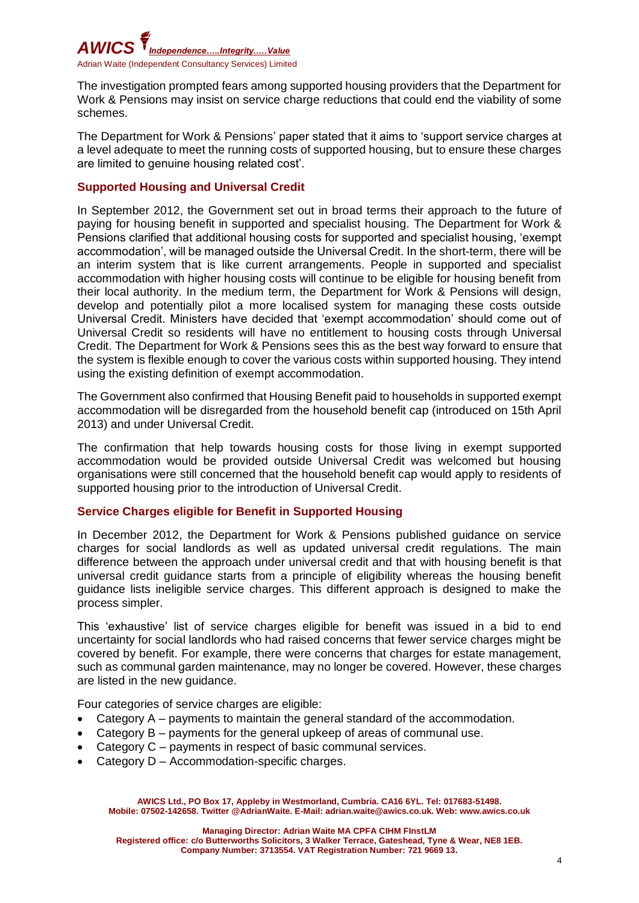The investigation prompted fears among supported housing providers that the Department for Work & Pensions may insist on service charge reductions that could end the viability of some schemes.

The Department for Work & Pensions' paper stated that it aims to 'support service charges at a level adequate to meet the running costs of supported housing, but to ensure these charges are limited to genuine housing related cost'.

## Supported Housing and Universal Credit

In September 2012, the Government set out in broad terms their approach to the future of paying for housing benefit in supported and specialist housing. The Department for Work & Pensions clarified that additional housing costs for supported and specialist housing, 'exempt accommodation', will be managed outside the Universal Credit. In the short-term, there will be an interim system that is like current arrangements. People in supported and specialist accommodation with higher housing costs will continue to be eligible for housing benefit from their local authority. In the medium term, the Department for Work & Pensions will design, develop and potentially pilot a more localised system for managing these costs outside Universal Credit. Ministers have decided that 'exempt accommodation' should come out of Universal Credit so residents will have no entitlement to housing costs through Universal Credit. The Department for Work & Pensions sees this as the best way forward to ensure that the system is flexible enough to cover the various costs within supported housing. They intend using the existing definition of exempt accommodation.

The Government also confirmed that Housing Benefit paid to households in supported exempt accommodation will be disregarded from the household benefit cap (introduced on 15th April 2013) and under Universal Credit.

The confirmation that help towards housing costs for those living in exempt supported accommodation would be provided outside Universal Credit was welcomed but housing organisations were still concerned that the household benefit cap would apply to residents of supported housing prior to the introduction of Universal Credit.

## Service Charges eligible for Benefit in Supported Housing

In December 2012, the Department for Work & Pensions published guidance on service charges for social landlords as well as updated universal credit regulations. The main difference between the approach under universal credit and that with housing benefit is that universal credit guidance starts from a principle of eligibility whereas the housing benefit guidance lists ineligible service charges. This different approach is designed to make the process simpler.

This 'exhaustive' list of service charges eligible for benefit was issued in a bid to end uncertainty for social landlords who had raised concerns that fewer service charges might be covered by benefit. For example, there were concerns that charges for estate management, such as communal garden maintenance, may no longer be covered. However, these charges are listed in the new guidance.

Four categories of service charges are eligible:

- Category A – payments to maintain the general standard of the accommodation.
- Category B – payments for the general upkeep of areas of communal use.
- Category C – payments in respect of basic communal services.
- Category D – Accommodation-specific charges.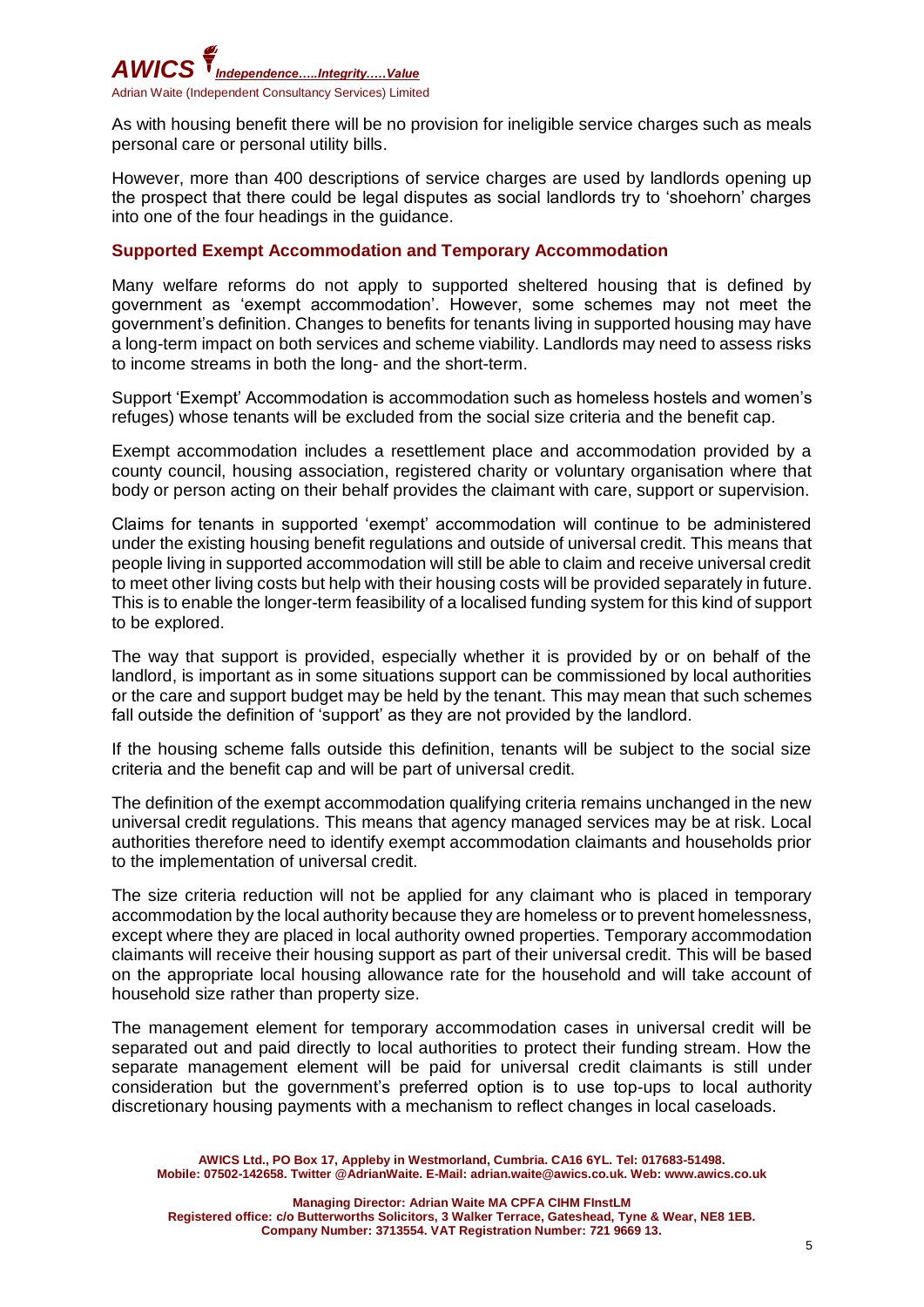As with housing benefit there will be no provision for ineligible service charges such as meals personal care or personal utility bills.

However, more than 400 descriptions of service charges are used by landlords opening up the prospect that there could be legal disputes as social landlords try to 'shoehorn' charges into one of the four headings in the guidance.

### Supported Exempt Accommodation and Temporary Accommodation

Many welfare reforms do not apply to supported sheltered housing that is defined by government as 'exempt accommodation'. However, some schemes may not meet the government's definition. Changes to benefits for tenants living in supported housing may have a long-term impact on both services and scheme viability. Landlords may need to assess risks to income streams in both the long- and the short-term.

Support 'Exempt' Accommodation is accommodation such as homeless hostels and women's refuges) whose tenants will be excluded from the social size criteria and the benefit cap.

Exempt accommodation includes a resettlement place and accommodation provided by a county council, housing association, registered charity or voluntary organisation where that body or person acting on their behalf provides the claimant with care, support or supervision.

Claims for tenants in supported 'exempt' accommodation will continue to be administered under the existing housing benefit regulations and outside of universal credit. This means that people living in supported accommodation will still be able to claim and receive universal credit to meet other living costs but help with their housing costs will be provided separately in future. This is to enable the longer-term feasibility of a localised funding system for this kind of support to be explored.

The way that support is provided, especially whether it is provided by or on behalf of the landlord, is important as in some situations support can be commissioned by local authorities or the care and support budget may be held by the tenant. This may mean that such schemes fall outside the definition of 'support' as they are not provided by the landlord.

If the housing scheme falls outside this definition, tenants will be subject to the social size criteria and the benefit cap and will be part of universal credit.

The definition of the exempt accommodation qualifying criteria remains unchanged in the new universal credit regulations. This means that agency managed services may be at risk. Local authorities therefore need to identify exempt accommodation claimants and households prior to the implementation of universal credit.

The size criteria reduction will not be applied for any claimant who is placed in temporary accommodation by the local authority because they are homeless or to prevent homelessness, except where they are placed in local authority owned properties. Temporary accommodation claimants will receive their housing support as part of their universal credit. This will be based on the appropriate local housing allowance rate for the household and will take account of household size rather than property size.

The management element for temporary accommodation cases in universal credit will be separated out and paid directly to local authorities to protect their funding stream. How the separate management element will be paid for universal credit claimants is still under consideration but the government's preferred option is to use top-ups to local authority discretionary housing payments with a mechanism to reflect changes in local caseloads.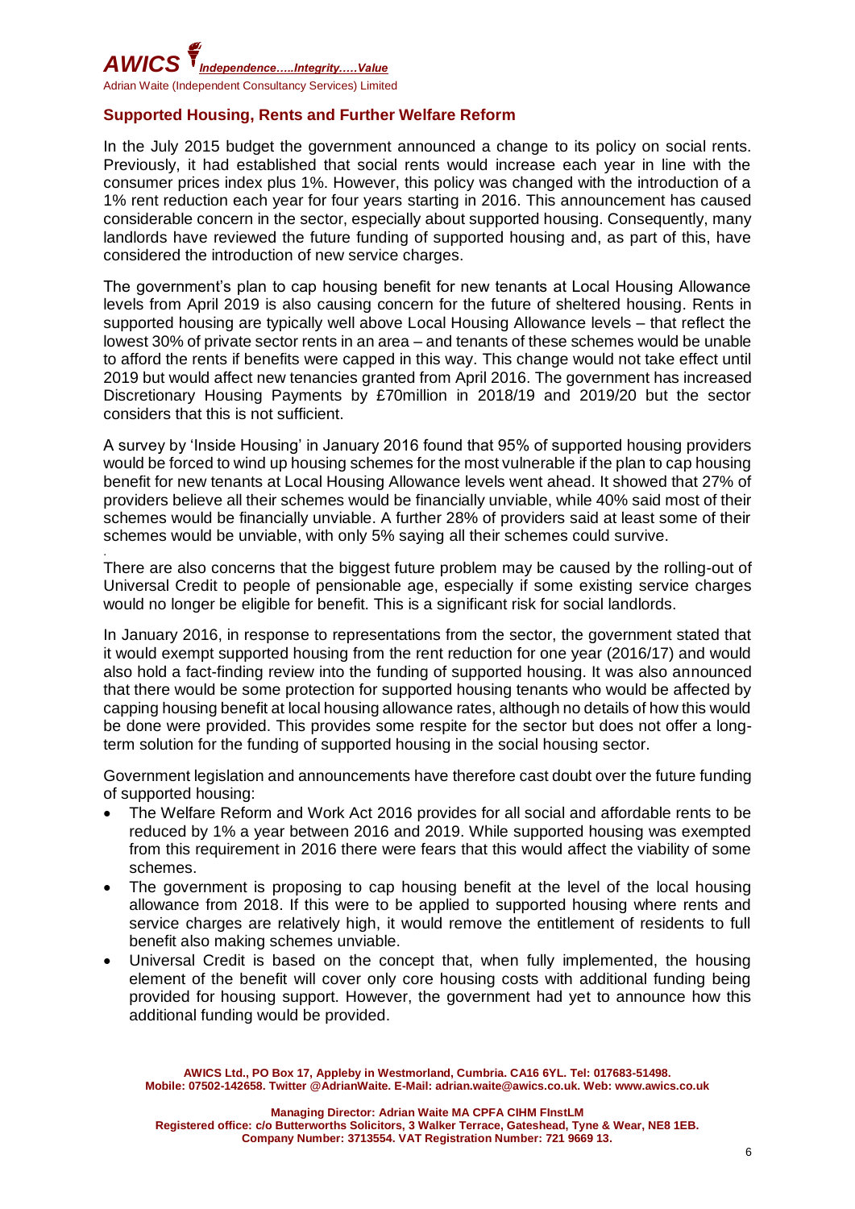## Supported Housing, Rents and Further Welfare Reform

In the July 2015 budget the government announced a change to its policy on social rents. Previously, it had established that social rents would increase each year in line with the consumer prices index plus 1%. However, this policy was changed with the introduction of a 1% rent reduction each year for four years starting in 2016. This announcement has caused considerable concern in the sector, especially about supported housing. Consequently, many landlords have reviewed the future funding of supported housing and, as part of this, have considered the introduction of new service charges.

The government's plan to cap housing benefit for new tenants at Local Housing Allowance levels from April 2019 is also causing concern for the future of sheltered housing. Rents in supported housing are typically well above Local Housing Allowance levels – that reflect the lowest 30% of private sector rents in an area – and tenants of these schemes would be unable to afford the rents if benefits were capped in this way. This change would not take effect until 2019 but would affect new tenancies granted from April 2016. The government has increased Discretionary Housing Payments by £70million in 2018/19 and 2019/20 but the sector considers that this is not sufficient.

A survey by 'Inside Housing' in January 2016 found that 95% of supported housing providers would be forced to wind up housing schemes for the most vulnerable if the plan to cap housing benefit for new tenants at Local Housing Allowance levels went ahead. It showed that 27% of providers believe all their schemes would be financially unviable, while 40% said most of their schemes would be financially unviable. A further 28% of providers said at least some of their schemes would be unviable, with only 5% saying all their schemes could survive.

There are also concerns that the biggest future problem may be caused by the rolling-out of Universal Credit to people of pensionable age, especially if some existing service charges would no longer be eligible for benefit. This is a significant risk for social landlords.

In January 2016, in response to representations from the sector, the government stated that it would exempt supported housing from the rent reduction for one year (2016/17) and would also hold a fact-finding review into the funding of supported housing. It was also announced that there would be some protection for supported housing tenants who would be affected by capping housing benefit at local housing allowance rates, although no details of how this would be done were provided. This provides some respite for the sector but does not offer a long-term solution for the funding of supported housing in the social housing sector.

Government legislation and announcements have therefore cast doubt over the future funding of supported housing:

- The Welfare Reform and Work Act 2016 provides for all social and affordable rents to be reduced by 1% a year between 2016 and 2019. While supported housing was exempted from this requirement in 2016 there were fears that this would affect the viability of some schemes.
- The government is proposing to cap housing benefit at the level of the local housing allowance from 2018. If this were to be applied to supported housing where rents and service charges are relatively high, it would remove the entitlement of residents to full benefit also making schemes unviable.
- Universal Credit is based on the concept that, when fully implemented, the housing element of the benefit will cover only core housing costs with additional funding being provided for housing support. However, the government had yet to announce how this additional funding would be provided.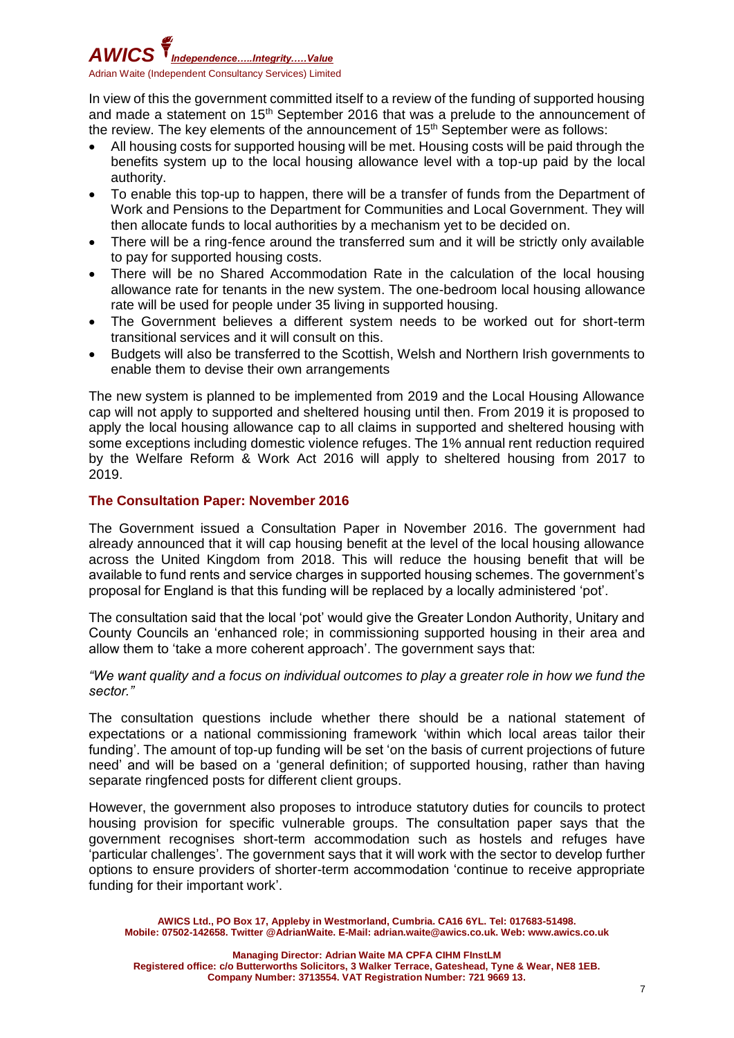In view of this the government committed itself to a review of the funding of supported housing and made a statement on 15th September 2016 that was a prelude to the announcement of the review. The key elements of the announcement of 15th September were as follows:

- All housing costs for supported housing will be met. Housing costs will be paid through the benefits system up to the local housing allowance level with a top-up paid by the local authority.
- To enable this top-up to happen, there will be a transfer of funds from the Department of Work and Pensions to the Department for Communities and Local Government. They will then allocate funds to local authorities by a mechanism yet to be decided on.
- There will be a ring-fence around the transferred sum and it will be strictly only available to pay for supported housing costs.
- There will be no Shared Accommodation Rate in the calculation of the local housing allowance rate for tenants in the new system. The one-bedroom local housing allowance rate will be used for people under 35 living in supported housing.
- The Government believes a different system needs to be worked out for short-term transitional services and it will consult on this.
- Budgets will also be transferred to the Scottish, Welsh and Northern Irish governments to enable them to devise their own arrangements

The new system is planned to be implemented from 2019 and the Local Housing Allowance cap will not apply to supported and sheltered housing until then. From 2019 it is proposed to apply the local housing allowance cap to all claims in supported and sheltered housing with some exceptions including domestic violence refuges. The 1% annual rent reduction required by the Welfare Reform & Work Act 2016 will apply to sheltered housing from 2017 to 2019.

## The Consultation Paper: November 2016

The Government issued a Consultation Paper in November 2016. The government had already announced that it will cap housing benefit at the level of the local housing allowance across the United Kingdom from 2018. This will reduce the housing benefit that will be available to fund rents and service charges in supported housing schemes. The government's proposal for England is that this funding will be replaced by a locally administered 'pot'.

The consultation said that the local 'pot' would give the Greater London Authority, Unitary and County Councils an 'enhanced role; in commissioning supported housing in their area and allow them to 'take a more coherent approach'. The government says that:

*"We want quality and a focus on individual outcomes to play a greater role in how we fund the sector."*

The consultation questions include whether there should be a national statement of expectations or a national commissioning framework 'within which local areas tailor their funding'. The amount of top-up funding will be set 'on the basis of current projections of future need' and will be based on a 'general definition; of supported housing, rather than having separate ringfenced posts for different client groups.

However, the government also proposes to introduce statutory duties for councils to protect housing provision for specific vulnerable groups. The consultation paper says that the government recognises short-term accommodation such as hostels and refuges have 'particular challenges'. The government says that it will work with the sector to develop further options to ensure providers of shorter-term accommodation 'continue to receive appropriate funding for their important work'.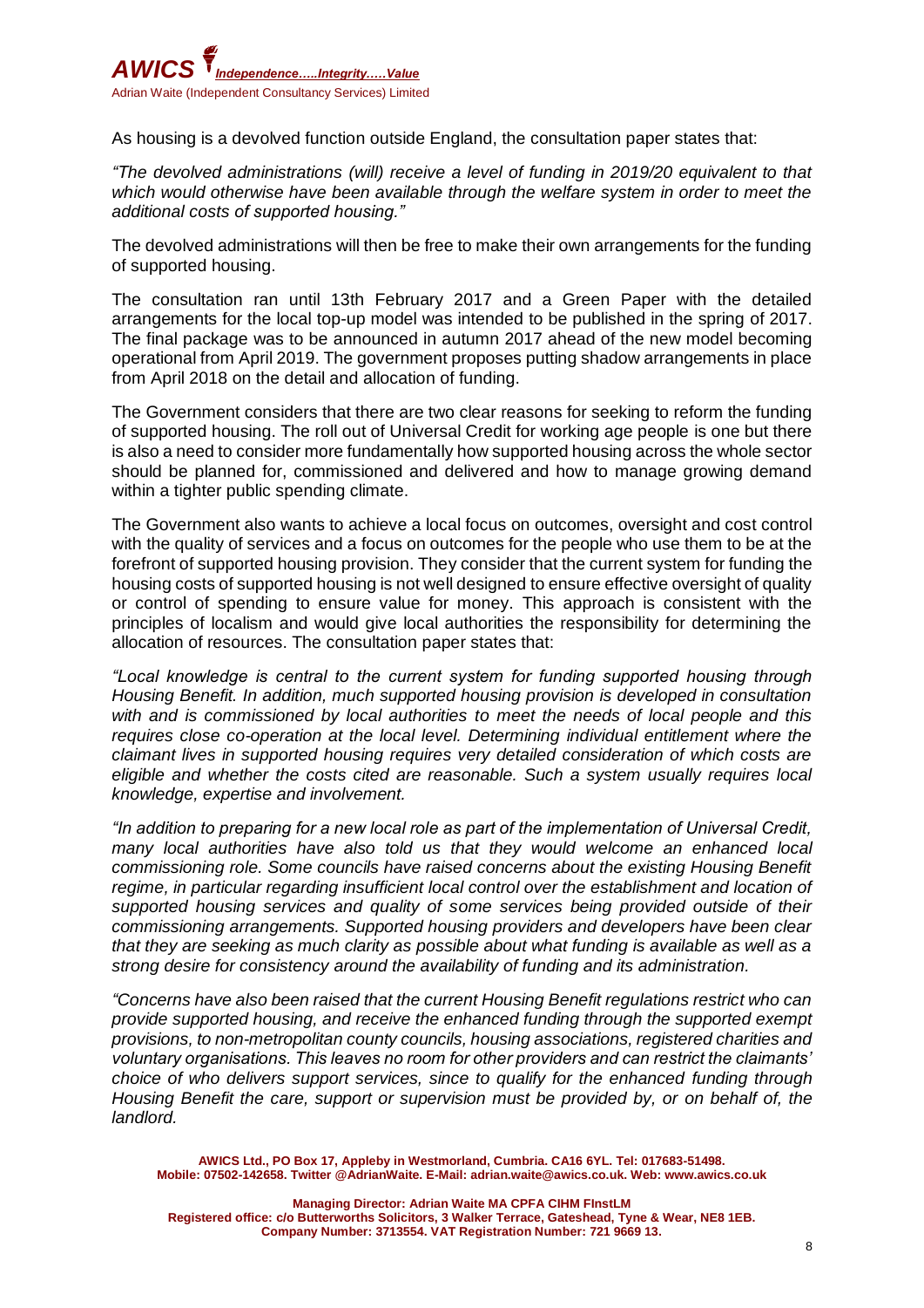As housing is a devolved function outside England, the consultation paper states that:

*"The devolved administrations (will) receive a level of funding in 2019/20 equivalent to that which would otherwise have been available through the welfare system in order to meet the additional costs of supported housing."*

The devolved administrations will then be free to make their own arrangements for the funding of supported housing.

The consultation ran until 13th February 2017 and a Green Paper with the detailed arrangements for the local top-up model was intended to be published in the spring of 2017. The final package was to be announced in autumn 2017 ahead of the new model becoming operational from April 2019. The government proposes putting shadow arrangements in place from April 2018 on the detail and allocation of funding.

The Government considers that there are two clear reasons for seeking to reform the funding of supported housing. The roll out of Universal Credit for working age people is one but there is also a need to consider more fundamentally how supported housing across the whole sector should be planned for, commissioned and delivered and how to manage growing demand within a tighter public spending climate.

The Government also wants to achieve a local focus on outcomes, oversight and cost control with the quality of services and a focus on outcomes for the people who use them to be at the forefront of supported housing provision. They consider that the current system for funding the housing costs of supported housing is not well designed to ensure effective oversight of quality or control of spending to ensure value for money. This approach is consistent with the principles of localism and would give local authorities the responsibility for determining the allocation of resources. The consultation paper states that:

*"Local knowledge is central to the current system for funding supported housing through Housing Benefit. In addition, much supported housing provision is developed in consultation with and is commissioned by local authorities to meet the needs of local people and this requires close co-operation at the local level. Determining individual entitlement where the claimant lives in supported housing requires very detailed consideration of which costs are eligible and whether the costs cited are reasonable. Such a system usually requires local knowledge, expertise and involvement.*

*"In addition to preparing for a new local role as part of the implementation of Universal Credit, many local authorities have also told us that they would welcome an enhanced local commissioning role. Some councils have raised concerns about the existing Housing Benefit regime, in particular regarding insufficient local control over the establishment and location of supported housing services and quality of some services being provided outside of their commissioning arrangements. Supported housing providers and developers have been clear that they are seeking as much clarity as possible about what funding is available as well as a strong desire for consistency around the availability of funding and its administration.*

*"Concerns have also been raised that the current Housing Benefit regulations restrict who can provide supported housing, and receive the enhanced funding through the supported exempt provisions, to non-metropolitan county councils, housing associations, registered charities and voluntary organisations. This leaves no room for other providers and can restrict the claimants' choice of who delivers support services, since to qualify for the enhanced funding through Housing Benefit the care, support or supervision must be provided by, or on behalf of, the landlord.*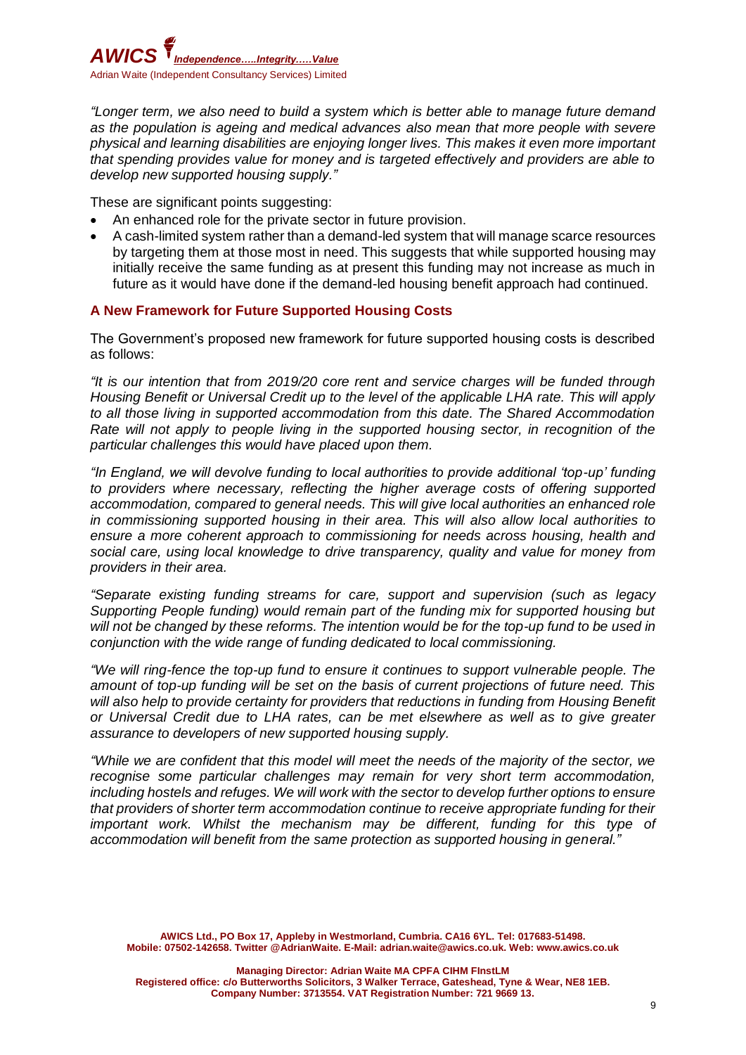*"Longer term, we also need to build a system which is better able to manage future demand as the population is ageing and medical advances also mean that more people with severe physical and learning disabilities are enjoying longer lives. This makes it even more important that spending provides value for money and is targeted effectively and providers are able to develop new supported housing supply."*

These are significant points suggesting:

- An enhanced role for the private sector in future provision.
- A cash-limited system rather than a demand-led system that will manage scarce resources by targeting them at those most in need. This suggests that while supported housing may initially receive the same funding as at present this funding may not increase as much in future as it would have done if the demand-led housing benefit approach had continued.

### A New Framework for Future Supported Housing Costs

The Government's proposed new framework for future supported housing costs is described as follows:

*"It is our intention that from 2019/20 core rent and service charges will be funded through Housing Benefit or Universal Credit up to the level of the applicable LHA rate. This will apply to all those living in supported accommodation from this date. The Shared Accommodation Rate will not apply to people living in the supported housing sector, in recognition of the particular challenges this would have placed upon them.*

*"In England, we will devolve funding to local authorities to provide additional 'top-up' funding to providers where necessary, reflecting the higher average costs of offering supported accommodation, compared to general needs. This will give local authorities an enhanced role in commissioning supported housing in their area. This will also allow local authorities to ensure a more coherent approach to commissioning for needs across housing, health and social care, using local knowledge to drive transparency, quality and value for money from providers in their area.*

*"Separate existing funding streams for care, support and supervision (such as legacy Supporting People funding) would remain part of the funding mix for supported housing but will not be changed by these reforms. The intention would be for the top-up fund to be used in conjunction with the wide range of funding dedicated to local commissioning.*

*"We will ring-fence the top-up fund to ensure it continues to support vulnerable people. The amount of top-up funding will be set on the basis of current projections of future need. This will also help to provide certainty for providers that reductions in funding from Housing Benefit or Universal Credit due to LHA rates, can be met elsewhere as well as to give greater assurance to developers of new supported housing supply.*

*"While we are confident that this model will meet the needs of the majority of the sector, we recognise some particular challenges may remain for very short term accommodation, including hostels and refuges. We will work with the sector to develop further options to ensure that providers of shorter term accommodation continue to receive appropriate funding for their important work. Whilst the mechanism may be different, funding for this type of accommodation will benefit from the same protection as supported housing in general."*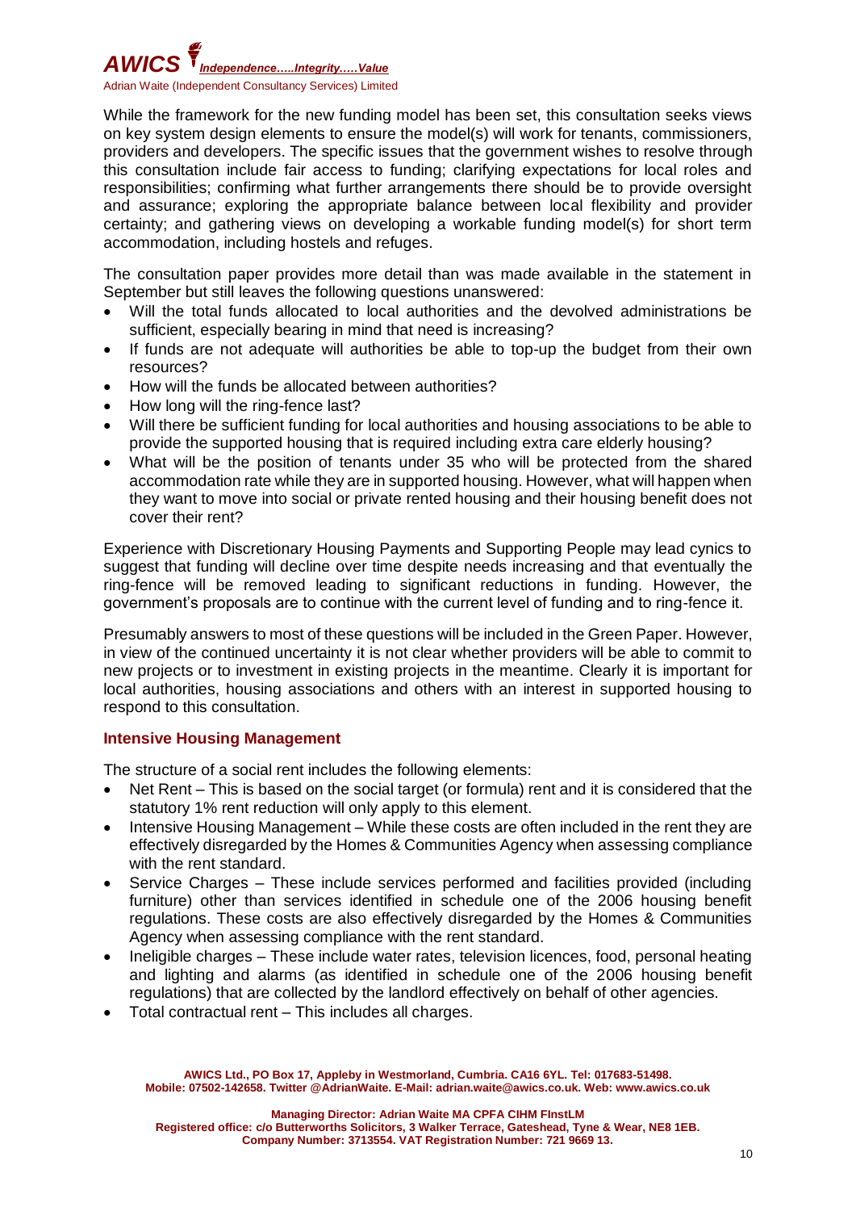While the framework for the new funding model has been set, this consultation seeks views on key system design elements to ensure the model(s) will work for tenants, commissioners, providers and developers. The specific issues that the government wishes to resolve through this consultation include fair access to funding; clarifying expectations for local roles and responsibilities; confirming what further arrangements there should be to provide oversight and assurance; exploring the appropriate balance between local flexibility and provider certainty; and gathering views on developing a workable funding model(s) for short term accommodation, including hostels and refuges.

The consultation paper provides more detail than was made available in the statement in September but still leaves the following questions unanswered:

- Will the total funds allocated to local authorities and the devolved administrations be sufficient, especially bearing in mind that need is increasing?
- If funds are not adequate will authorities be able to top-up the budget from their own resources?
- How will the funds be allocated between authorities?
- How long will the ring-fence last?
- Will there be sufficient funding for local authorities and housing associations to be able to provide the supported housing that is required including extra care elderly housing?
- What will be the position of tenants under 35 who will be protected from the shared accommodation rate while they are in supported housing. However, what will happen when they want to move into social or private rented housing and their housing benefit does not cover their rent?

Experience with Discretionary Housing Payments and Supporting People may lead cynics to suggest that funding will decline over time despite needs increasing and that eventually the ring-fence will be removed leading to significant reductions in funding. However, the government's proposals are to continue with the current level of funding and to ring-fence it.

Presumably answers to most of these questions will be included in the Green Paper. However, in view of the continued uncertainty it is not clear whether providers will be able to commit to new projects or to investment in existing projects in the meantime. Clearly it is important for local authorities, housing associations and others with an interest in supported housing to respond to this consultation.

## Intensive Housing Management

The structure of a social rent includes the following elements:

- Net Rent – This is based on the social target (or formula) rent and it is considered that the statutory 1% rent reduction will only apply to this element.
- Intensive Housing Management – While these costs are often included in the rent they are effectively disregarded by the Homes & Communities Agency when assessing compliance with the rent standard.
- Service Charges – These include services performed and facilities provided (including furniture) other than services identified in schedule one of the 2006 housing benefit regulations. These costs are also effectively disregarded by the Homes & Communities Agency when assessing compliance with the rent standard.
- Ineligible charges – These include water rates, television licences, food, personal heating and lighting and alarms (as identified in schedule one of the 2006 housing benefit regulations) that are collected by the landlord effectively on behalf of other agencies.
- Total contractual rent – This includes all charges.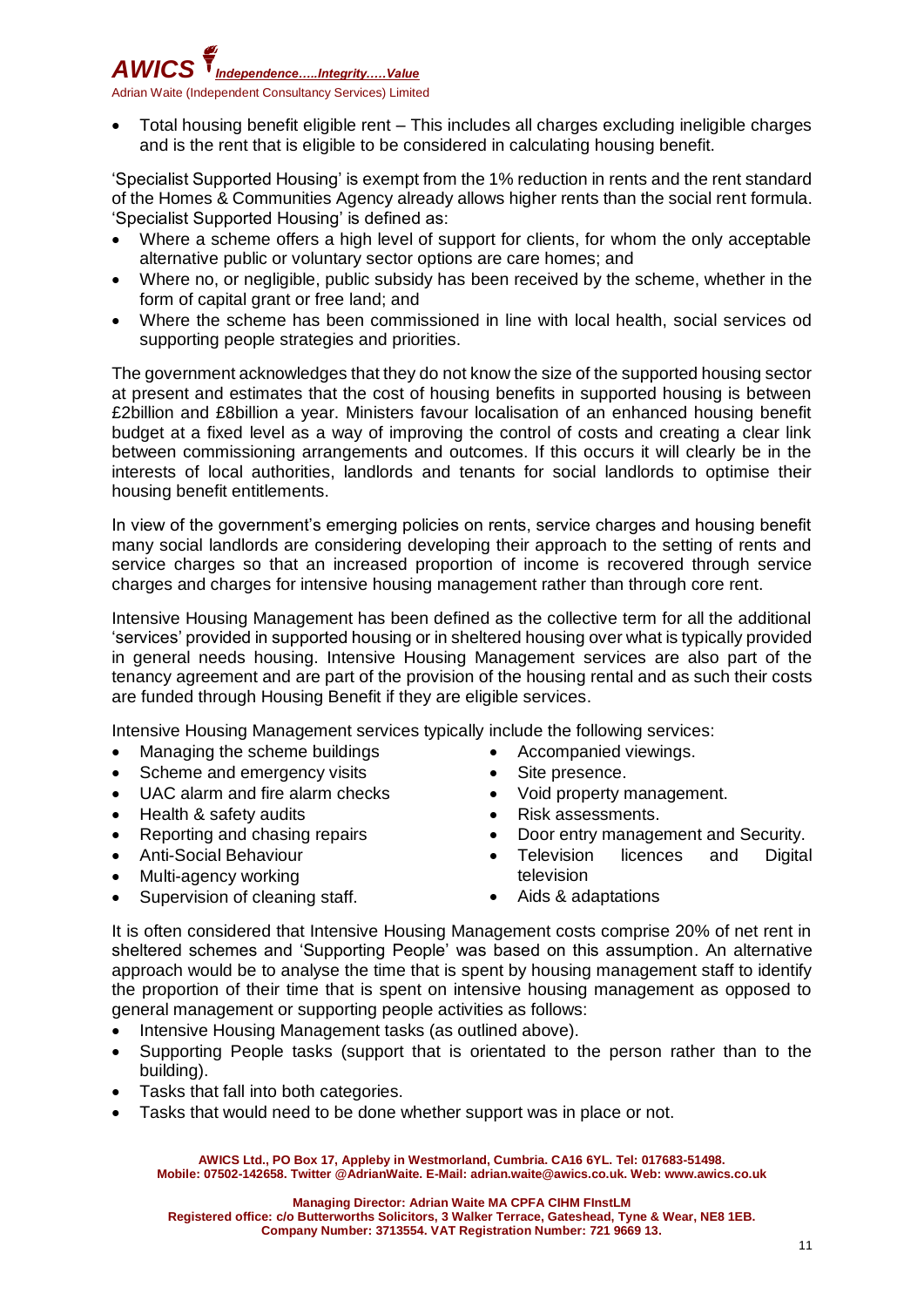- Total housing benefit eligible rent – This includes all charges excluding ineligible charges and is the rent that is eligible to be considered in calculating housing benefit.

'Specialist Supported Housing' is exempt from the 1% reduction in rents and the rent standard of the Homes & Communities Agency already allows higher rents than the social rent formula. 'Specialist Supported Housing' is defined as:

- Where a scheme offers a high level of support for clients, for whom the only acceptable alternative public or voluntary sector options are care homes; and
- Where no, or negligible, public subsidy has been received by the scheme, whether in the form of capital grant or free land; and
- Where the scheme has been commissioned in line with local health, social services od supporting people strategies and priorities.

The government acknowledges that they do not know the size of the supported housing sector at present and estimates that the cost of housing benefits in supported housing is between £2billion and £8billion a year. Ministers favour localisation of an enhanced housing benefit budget at a fixed level as a way of improving the control of costs and creating a clear link between commissioning arrangements and outcomes. If this occurs it will clearly be in the interests of local authorities, landlords and tenants for social landlords to optimise their housing benefit entitlements.

In view of the government's emerging policies on rents, service charges and housing benefit many social landlords are considering developing their approach to the setting of rents and service charges so that an increased proportion of income is recovered through service charges and charges for intensive housing management rather than through core rent.

Intensive Housing Management has been defined as the collective term for all the additional 'services' provided in supported housing or in sheltered housing over what is typically provided in general needs housing. Intensive Housing Management services are also part of the tenancy agreement and are part of the provision of the housing rental and as such their costs are funded through Housing Benefit if they are eligible services.

Intensive Housing Management services typically include the following services:

- Managing the scheme buildings
- Scheme and emergency visits
- UAC alarm and fire alarm checks
- Health & safety audits
- Reporting and chasing repairs
- Anti-Social Behaviour
- Multi-agency working
- Supervision of cleaning staff.
- Accompanied viewings.
- Site presence.
- Void property management.
- Risk assessments.
- Door entry management and Security.
- Television licences and Digital television
- Aids & adaptations

It is often considered that Intensive Housing Management costs comprise 20% of net rent in sheltered schemes and 'Supporting People' was based on this assumption. An alternative approach would be to analyse the time that is spent by housing management staff to identify the proportion of their time that is spent on intensive housing management as opposed to general management or supporting people activities as follows:

- Intensive Housing Management tasks (as outlined above).
- Supporting People tasks (support that is orientated to the person rather than to the building).
- Tasks that fall into both categories.
- Tasks that would need to be done whether support was in place or not.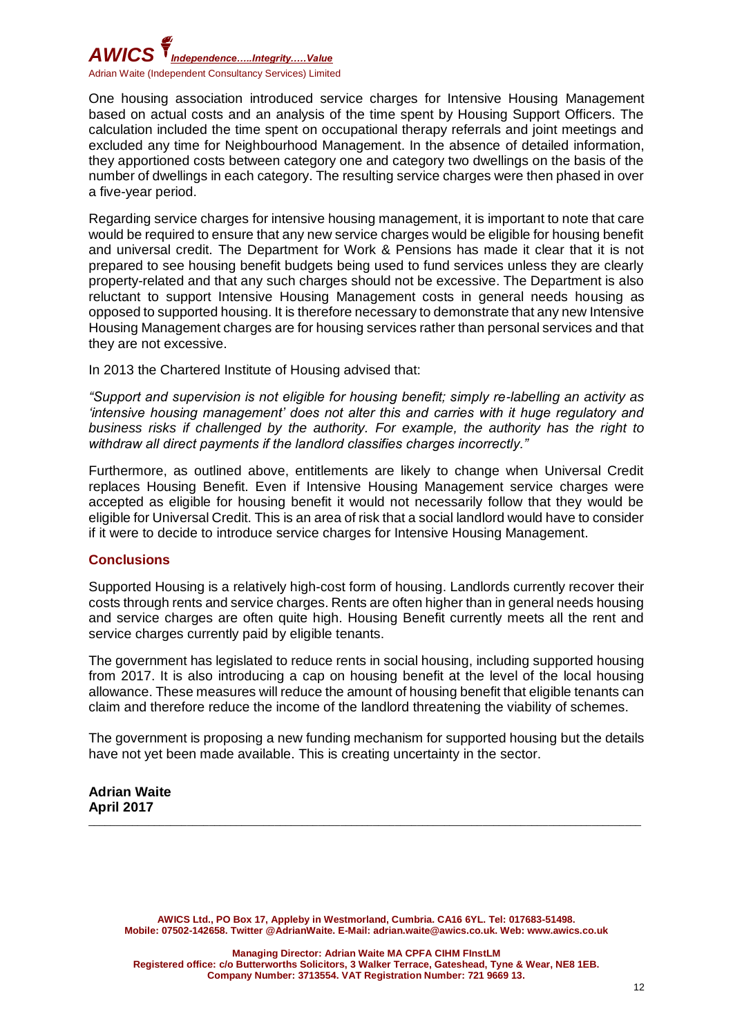One housing association introduced service charges for Intensive Housing Management based on actual costs and an analysis of the time spent by Housing Support Officers. The calculation included the time spent on occupational therapy referrals and joint meetings and excluded any time for Neighbourhood Management. In the absence of detailed information, they apportioned costs between category one and category two dwellings on the basis of the number of dwellings in each category. The resulting service charges were then phased in over a five-year period.

Regarding service charges for intensive housing management, it is important to note that care would be required to ensure that any new service charges would be eligible for housing benefit and universal credit. The Department for Work & Pensions has made it clear that it is not prepared to see housing benefit budgets being used to fund services unless they are clearly property-related and that any such charges should not be excessive. The Department is also reluctant to support Intensive Housing Management costs in general needs housing as opposed to supported housing. It is therefore necessary to demonstrate that any new Intensive Housing Management charges are for housing services rather than personal services and that they are not excessive.

In 2013 the Chartered Institute of Housing advised that:

*"Support and supervision is not eligible for housing benefit; simply re-labelling an activity as 'intensive housing management' does not alter this and carries with it huge regulatory and business risks if challenged by the authority. For example, the authority has the right to withdraw all direct payments if the landlord classifies charges incorrectly."*

Furthermore, as outlined above, entitlements are likely to change when Universal Credit replaces Housing Benefit. Even if Intensive Housing Management service charges were accepted as eligible for housing benefit it would not necessarily follow that they would be eligible for Universal Credit. This is an area of risk that a social landlord would have to consider if it were to decide to introduce service charges for Intensive Housing Management.

## Conclusions

Supported Housing is a relatively high-cost form of housing. Landlords currently recover their costs through rents and service charges. Rents are often higher than in general needs housing and service charges are often quite high. Housing Benefit currently meets all the rent and service charges currently paid by eligible tenants.

The government has legislated to reduce rents in social housing, including supported housing from 2017. It is also introducing a cap on housing benefit at the level of the local housing allowance. These measures will reduce the amount of housing benefit that eligible tenants can claim and therefore reduce the income of the landlord threatening the viability of schemes.

The government is proposing a new funding mechanism for supported housing but the details have not yet been made available. This is creating uncertainty in the sector.

**Adrian Waite**
**April 2017**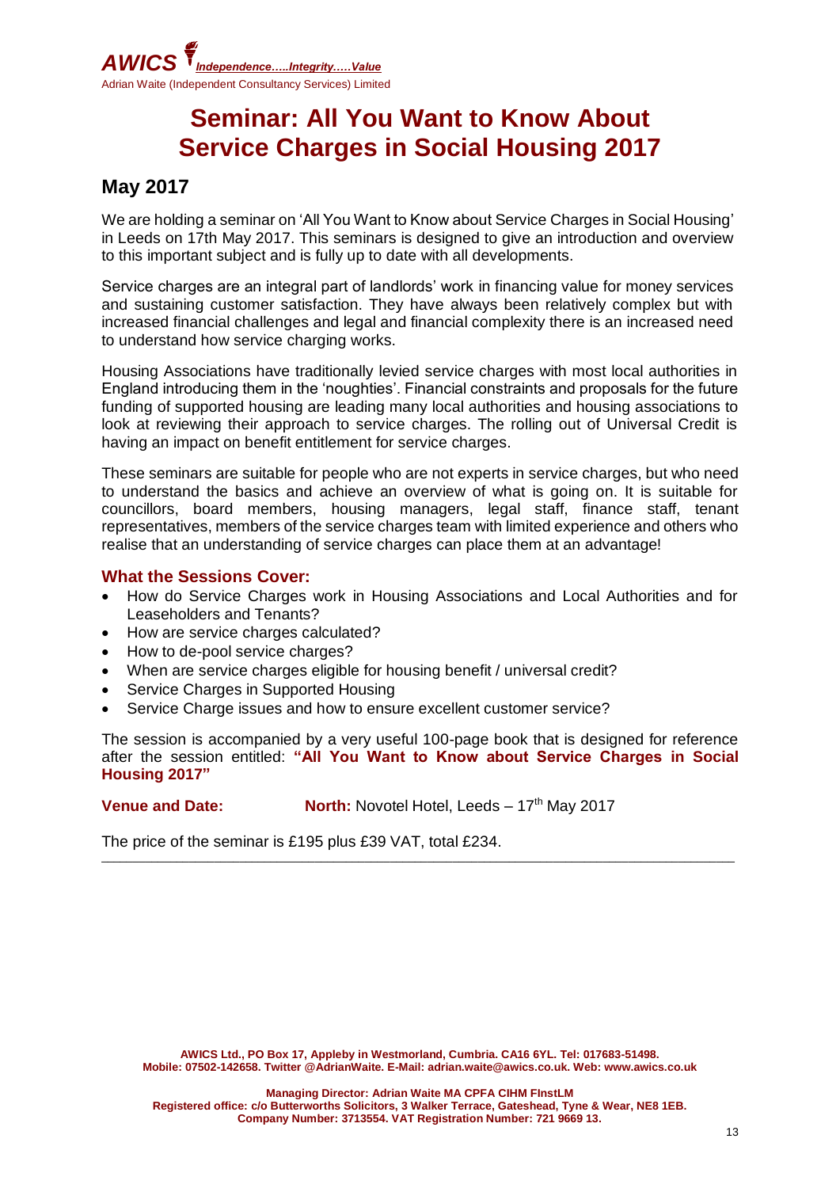**AWICS** *Independence…..Integrity…..Value*
Adrian Waite (Independent Consultancy Services) Limited

# Seminar: All You Want to Know About Service Charges in Social Housing 2017

## May 2017

We are holding a seminar on 'All You Want to Know about Service Charges in Social Housing' in Leeds on 17th May 2017. This seminars is designed to give an introduction and overview to this important subject and is fully up to date with all developments.

Service charges are an integral part of landlords' work in financing value for money services and sustaining customer satisfaction. They have always been relatively complex but with increased financial challenges and legal and financial complexity there is an increased need to understand how service charging works.

Housing Associations have traditionally levied service charges with most local authorities in England introducing them in the 'noughties'. Financial constraints and proposals for the future funding of supported housing are leading many local authorities and housing associations to look at reviewing their approach to service charges. The rolling out of Universal Credit is having an impact on benefit entitlement for service charges.

These seminars are suitable for people who are not experts in service charges, but who need to understand the basics and achieve an overview of what is going on. It is suitable for councillors, board members, housing managers, legal staff, finance staff, tenant representatives, members of the service charges team with limited experience and others who realise that an understanding of service charges can place them at an advantage!

### What the Sessions Cover:

- How do Service Charges work in Housing Associations and Local Authorities and for Leaseholders and Tenants?
- How are service charges calculated?
- How to de-pool service charges?
- When are service charges eligible for housing benefit / universal credit?
- Service Charges in Supported Housing
- Service Charge issues and how to ensure excellent customer service?

The session is accompanied by a very useful 100-page book that is designed for reference after the session entitled: **"All You Want to Know about Service Charges in Social Housing 2017"**

**Venue and Date:** **North:** Novotel Hotel, Leeds – 17th May 2017

The price of the seminar is £195 plus £39 VAT, total £234.

---

**AWICS Ltd., PO Box 17, Appleby in Westmorland, Cumbria. CA16 6YL. Tel: 017683-51498. Mobile: 07502-142658. Twitter @AdrianWaite. E-Mail: adrian.waite@awics.co.uk. Web: www.awics.co.uk**

**Managing Director: Adrian Waite MA CPFA CIHM FInstLM**
**Registered office: c/o Butterworths Solicitors, 3 Walker Terrace, Gateshead, Tyne & Wear, NE8 1EB. Company Number: 3713554. VAT Registration Number: 721 9669 13.**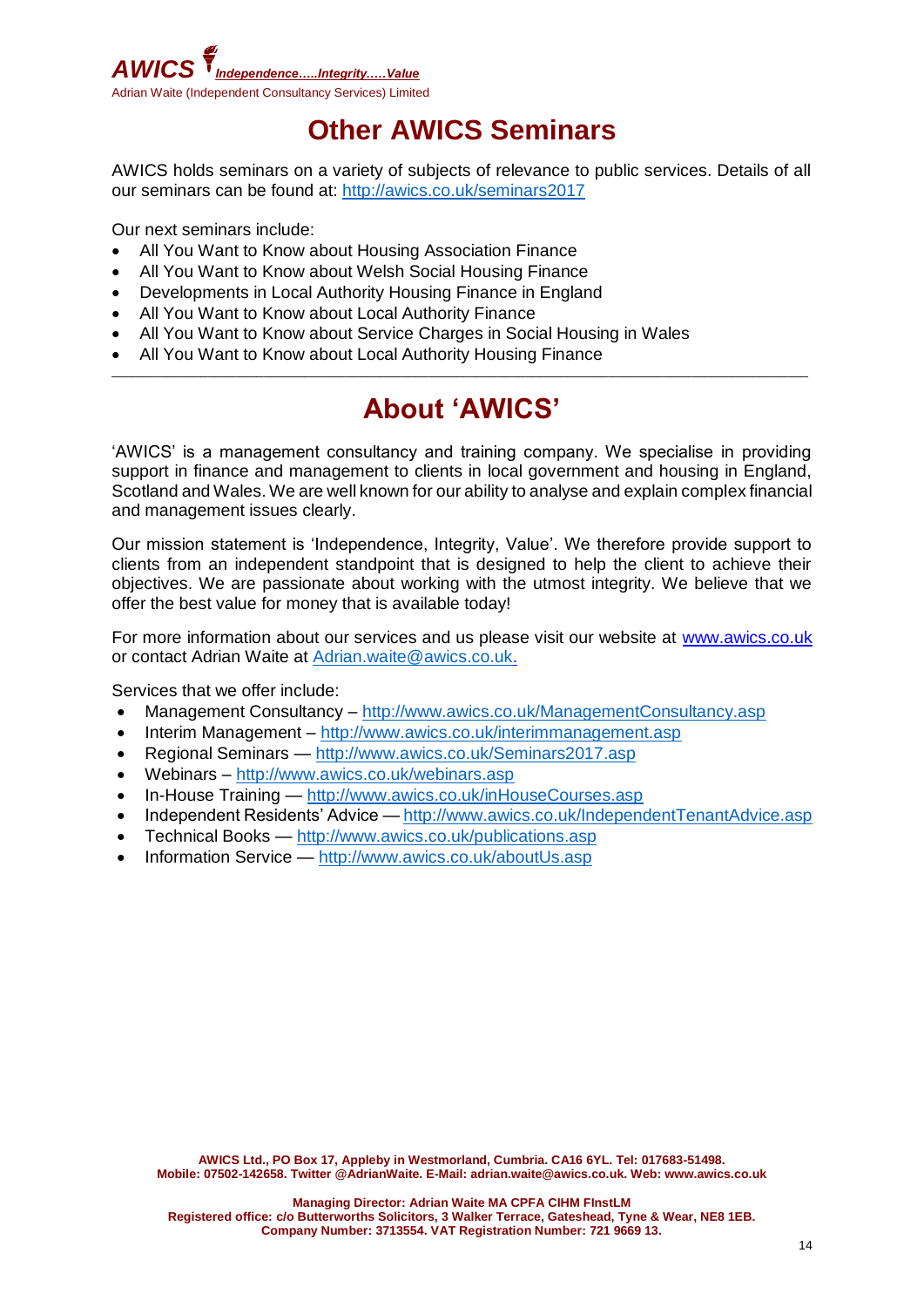# Other AWICS Seminars

AWICS holds seminars on a variety of subjects of relevance to public services. Details of all our seminars can be found at: http://awics.co.uk/seminars2017

Our next seminars include:

- All You Want to Know about Housing Association Finance
- All You Want to Know about Welsh Social Housing Finance
- Developments in Local Authority Housing Finance in England
- All You Want to Know about Local Authority Finance
- All You Want to Know about Service Charges in Social Housing in Wales
- All You Want to Know about Local Authority Housing Finance

---

# About 'AWICS'

'AWICS' is a management consultancy and training company. We specialise in providing support in finance and management to clients in local government and housing in England, Scotland and Wales. We are well known for our ability to analyse and explain complex financial and management issues clearly.

Our mission statement is 'Independence, Integrity, Value'. We therefore provide support to clients from an independent standpoint that is designed to help the client to achieve their objectives. We are passionate about working with the utmost integrity. We believe that we offer the best value for money that is available today!

For more information about our services and us please visit our website at www.awics.co.uk or contact Adrian Waite at Adrian.waite@awics.co.uk.

Services that we offer include:

- Management Consultancy – http://www.awics.co.uk/ManagementConsultancy.asp
- Interim Management – http://www.awics.co.uk/interimmanagement.asp
- Regional Seminars — http://www.awics.co.uk/Seminars2017.asp
- Webinars – http://www.awics.co.uk/webinars.asp
- In-House Training — http://www.awics.co.uk/inHouseCourses.asp
- Independent Residents' Advice — http://www.awics.co.uk/IndependentTenantAdvice.asp
- Technical Books — http://www.awics.co.uk/publications.asp
- Information Service — http://www.awics.co.uk/aboutUs.asp